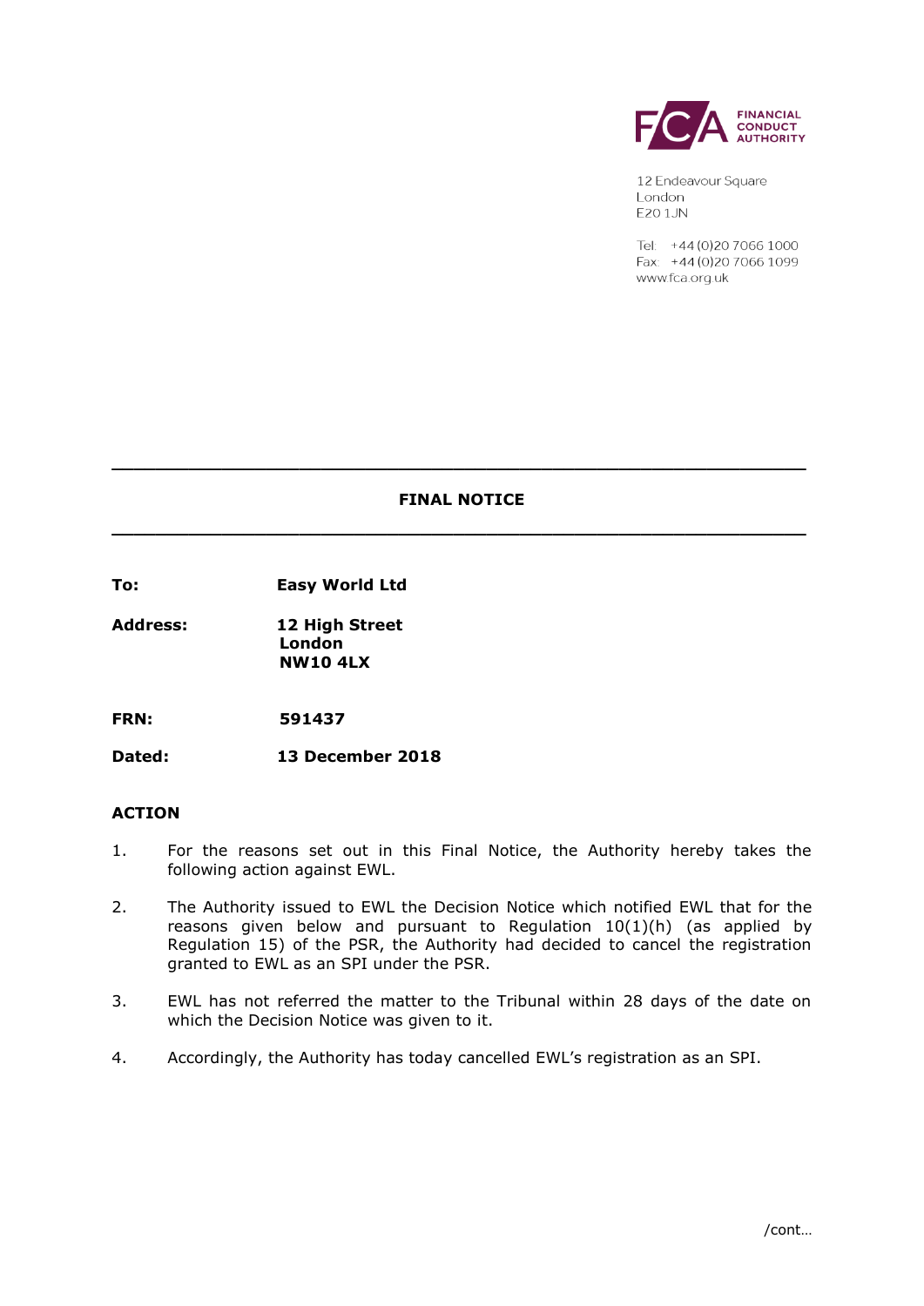FINANCIAL CONDUCT AUTHORITY

12 Endeavour Square
London
E20 1JN

Tel: +44 (0)20 7066 1000
Fax: +44 (0)20 7066 1099
www.fca.org.uk

---

**FINAL NOTICE**

---

**To:** **Easy World Ltd**

**Address:** **12 High Street**
**London**
**NW10 4LX**

**FRN:** **591437**

**Dated:** **13 December 2018**

## ACTION

1. For the reasons set out in this Final Notice, the Authority hereby takes the following action against EWL.

2. The Authority issued to EWL the Decision Notice which notified EWL that for the reasons given below and pursuant to Regulation 10(1)(h) (as applied by Regulation 15) of the PSR, the Authority had decided to cancel the registration granted to EWL as an SPI under the PSR.

3. EWL has not referred the matter to the Tribunal within 28 days of the date on which the Decision Notice was given to it.

4. Accordingly, the Authority has today cancelled EWL's registration as an SPI.

/cont…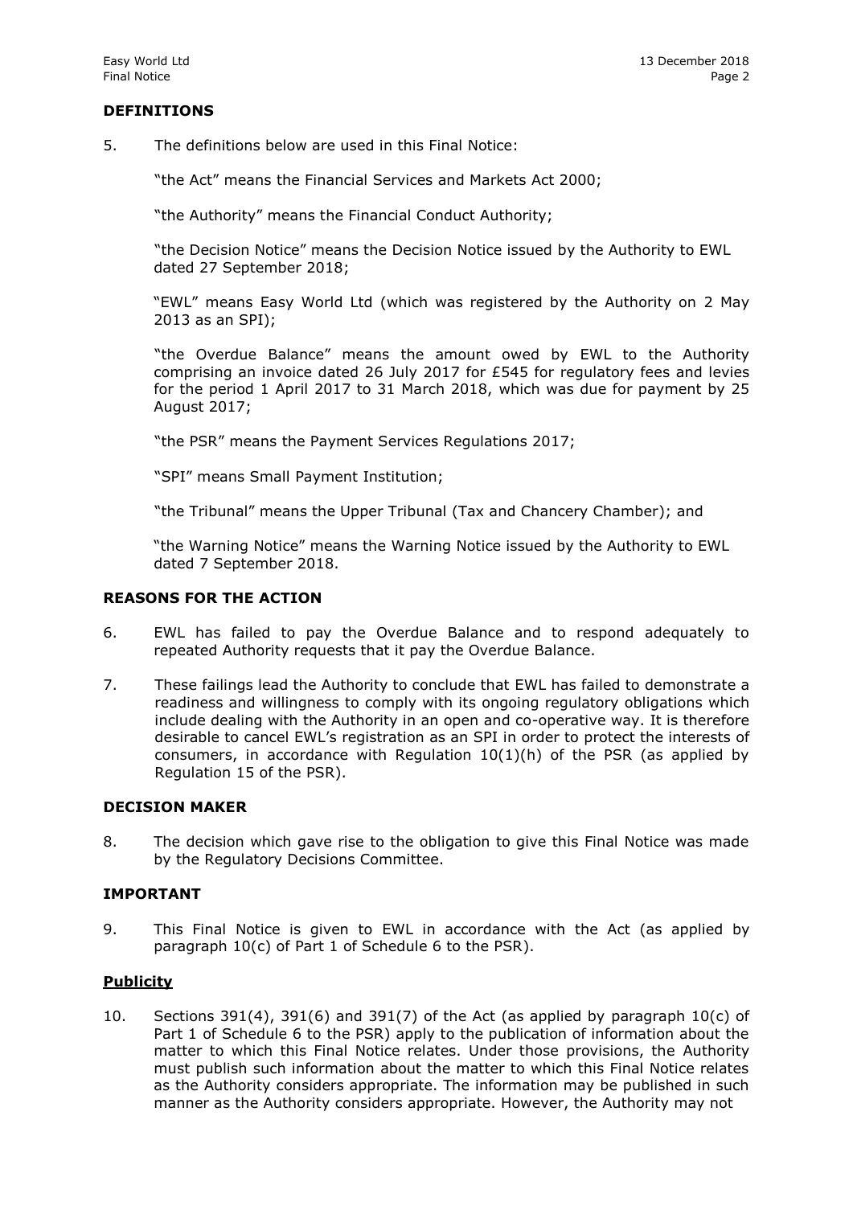## DEFINITIONS

5. The definitions below are used in this Final Notice:

   "the Act" means the Financial Services and Markets Act 2000;

   "the Authority" means the Financial Conduct Authority;

   "the Decision Notice" means the Decision Notice issued by the Authority to EWL dated 27 September 2018;

   "EWL" means Easy World Ltd (which was registered by the Authority on 2 May 2013 as an SPI);

   "the Overdue Balance" means the amount owed by EWL to the Authority comprising an invoice dated 26 July 2017 for £545 for regulatory fees and levies for the period 1 April 2017 to 31 March 2018, which was due for payment by 25 August 2017;

   "the PSR" means the Payment Services Regulations 2017;

   "SPI" means Small Payment Institution;

   "the Tribunal" means the Upper Tribunal (Tax and Chancery Chamber); and

   "the Warning Notice" means the Warning Notice issued by the Authority to EWL dated 7 September 2018.

## REASONS FOR THE ACTION

6. EWL has failed to pay the Overdue Balance and to respond adequately to repeated Authority requests that it pay the Overdue Balance.

7. These failings lead the Authority to conclude that EWL has failed to demonstrate a readiness and willingness to comply with its ongoing regulatory obligations which include dealing with the Authority in an open and co-operative way. It is therefore desirable to cancel EWL's registration as an SPI in order to protect the interests of consumers, in accordance with Regulation 10(1)(h) of the PSR (as applied by Regulation 15 of the PSR).

## DECISION MAKER

8. The decision which gave rise to the obligation to give this Final Notice was made by the Regulatory Decisions Committee.

## IMPORTANT

9. This Final Notice is given to EWL in accordance with the Act (as applied by paragraph 10(c) of Part 1 of Schedule 6 to the PSR).

### Publicity

10. Sections 391(4), 391(6) and 391(7) of the Act (as applied by paragraph 10(c) of Part 1 of Schedule 6 to the PSR) apply to the publication of information about the matter to which this Final Notice relates. Under those provisions, the Authority must publish such information about the matter to which this Final Notice relates as the Authority considers appropriate. The information may be published in such manner as the Authority considers appropriate. However, the Authority may not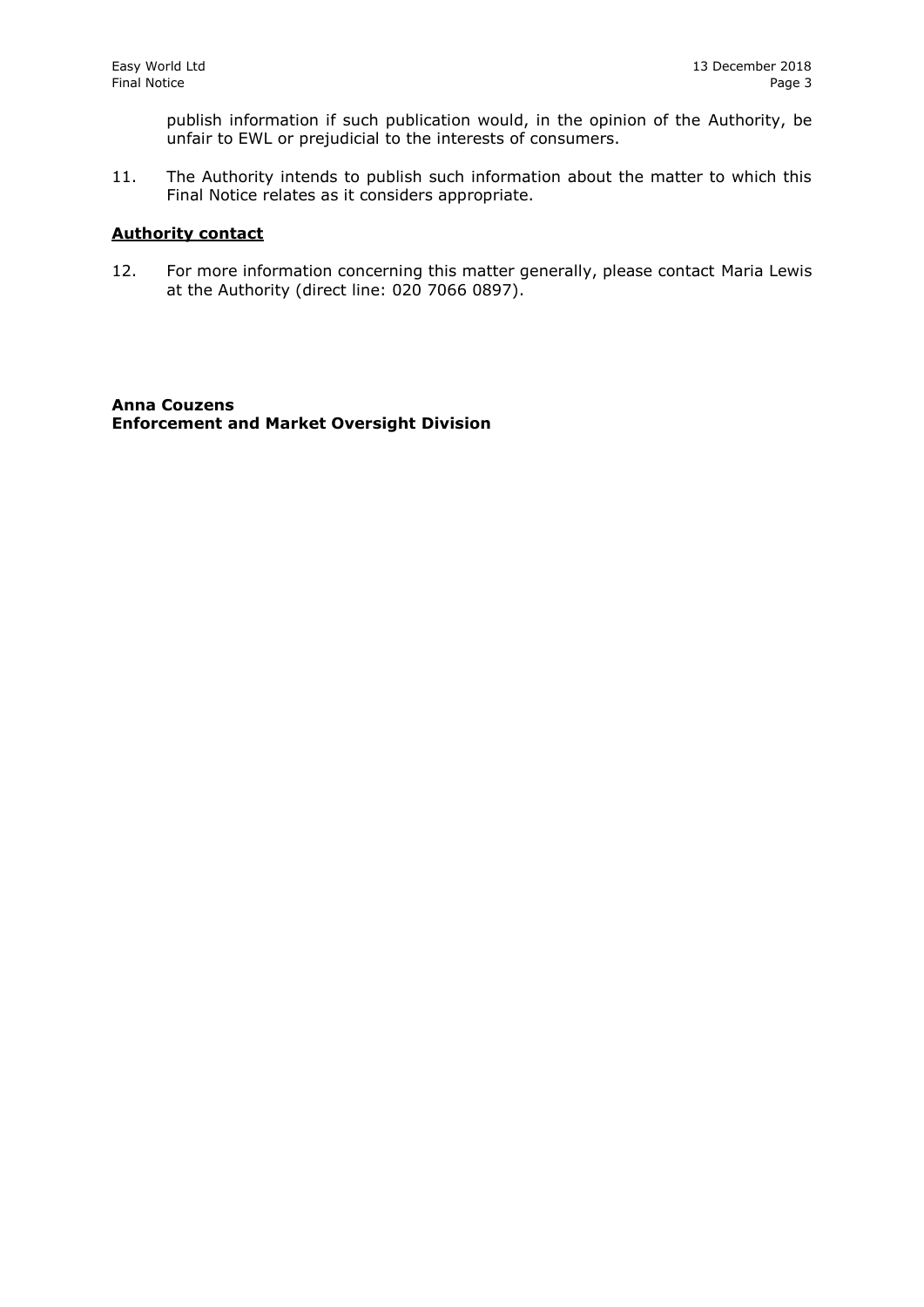publish information if such publication would, in the opinion of the Authority, be unfair to EWL or prejudicial to the interests of consumers.

11. The Authority intends to publish such information about the matter to which this Final Notice relates as it considers appropriate.

## Authority contact

12. For more information concerning this matter generally, please contact Maria Lewis at the Authority (direct line: 020 7066 0897).

**Anna Couzens**
**Enforcement and Market Oversight Division**